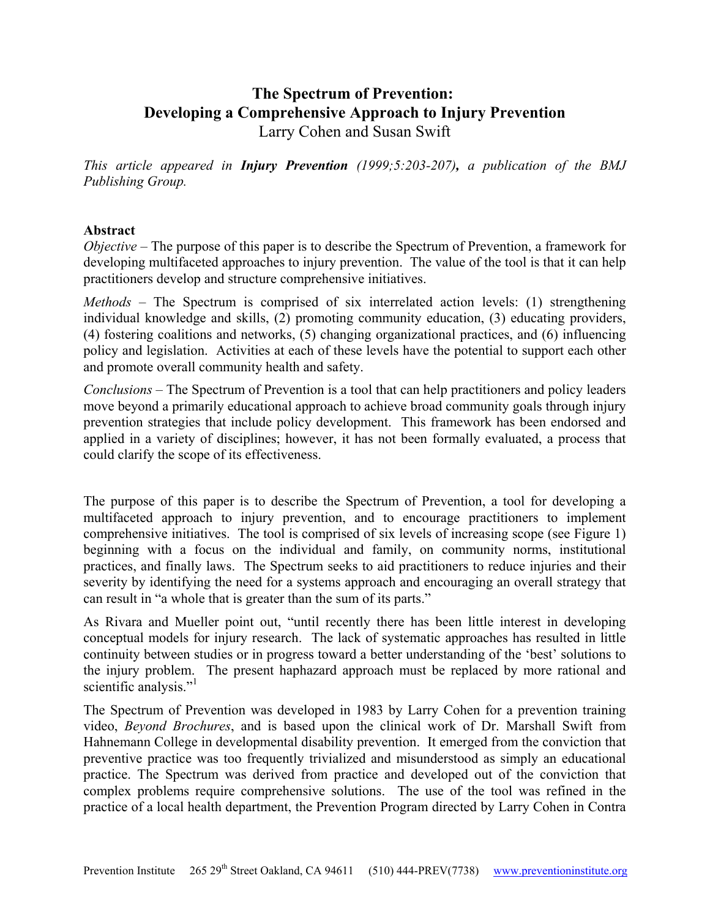# The Spectrum of Prevention: Developing a Comprehensive Approach to Injury Prevention

Larry Cohen and Susan Swift

*This article appeared in **Injury Prevention** (1999;5:203-207), a publication of the BMJ Publishing Group.*

**Abstract**

*Objective* – The purpose of this paper is to describe the Spectrum of Prevention, a framework for developing multifaceted approaches to injury prevention. The value of the tool is that it can help practitioners develop and structure comprehensive initiatives.

*Methods* – The Spectrum is comprised of six interrelated action levels: (1) strengthening individual knowledge and skills, (2) promoting community education, (3) educating providers, (4) fostering coalitions and networks, (5) changing organizational practices, and (6) influencing policy and legislation. Activities at each of these levels have the potential to support each other and promote overall community health and safety.

*Conclusions* – The Spectrum of Prevention is a tool that can help practitioners and policy leaders move beyond a primarily educational approach to achieve broad community goals through injury prevention strategies that include policy development. This framework has been endorsed and applied in a variety of disciplines; however, it has not been formally evaluated, a process that could clarify the scope of its effectiveness.

The purpose of this paper is to describe the Spectrum of Prevention, a tool for developing a multifaceted approach to injury prevention, and to encourage practitioners to implement comprehensive initiatives. The tool is comprised of six levels of increasing scope (see Figure 1) beginning with a focus on the individual and family, on community norms, institutional practices, and finally laws. The Spectrum seeks to aid practitioners to reduce injuries and their severity by identifying the need for a systems approach and encouraging an overall strategy that can result in "a whole that is greater than the sum of its parts."

As Rivara and Mueller point out, "until recently there has been little interest in developing conceptual models for injury research. The lack of systematic approaches has resulted in little continuity between studies or in progress toward a better understanding of the 'best' solutions to the injury problem. The present haphazard approach must be replaced by more rational and scientific analysis."[1]

The Spectrum of Prevention was developed in 1983 by Larry Cohen for a prevention training video, *Beyond Brochures*, and is based upon the clinical work of Dr. Marshall Swift from Hahnemann College in developmental disability prevention. It emerged from the conviction that preventive practice was too frequently trivialized and misunderstood as simply an educational practice. The Spectrum was derived from practice and developed out of the conviction that complex problems require comprehensive solutions. The use of the tool was refined in the practice of a local health department, the Prevention Program directed by Larry Cohen in Contra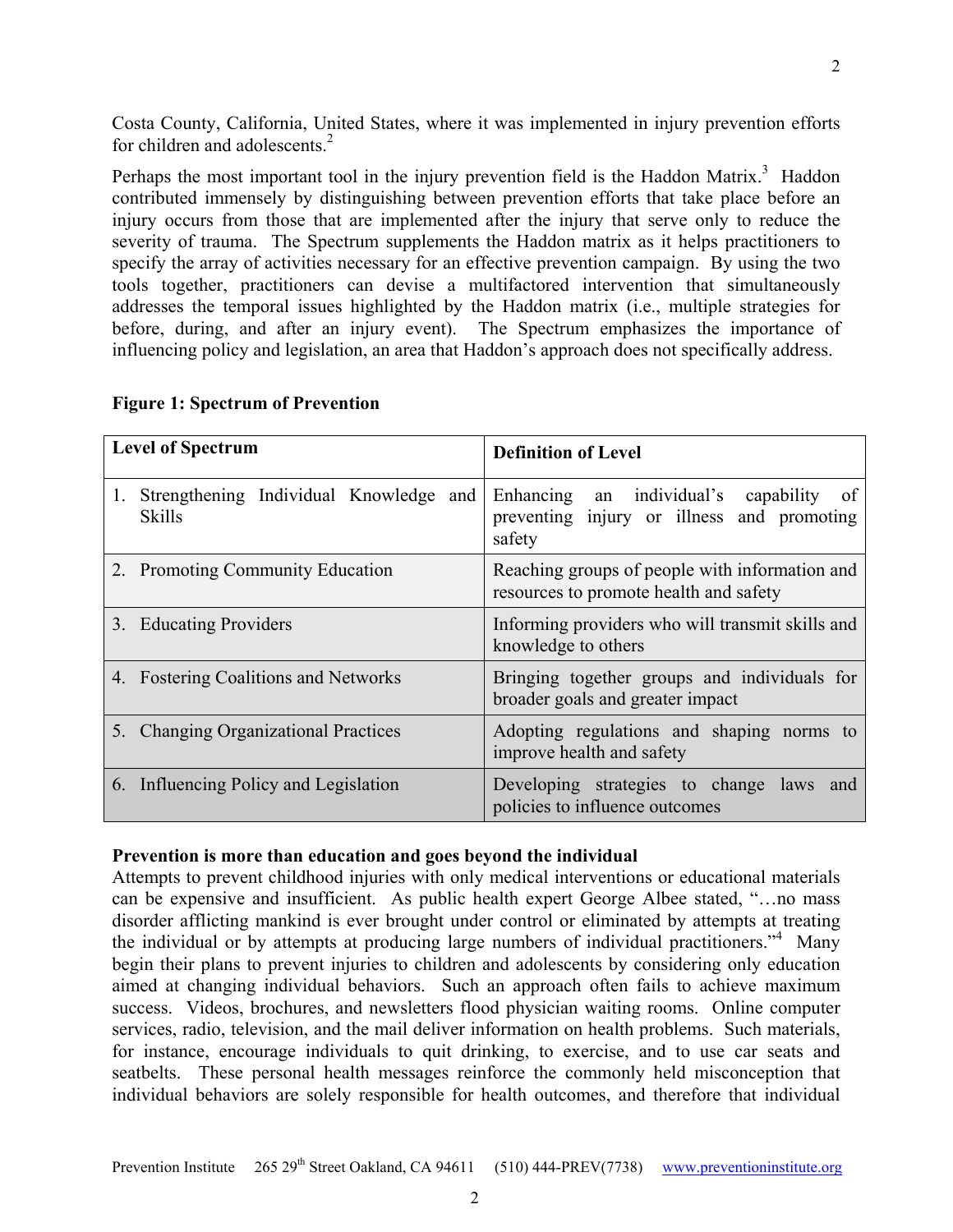Costa County, California, United States, where it was implemented in injury prevention efforts for children and adolescents.[2]

Perhaps the most important tool in the injury prevention field is the Haddon Matrix.[3] Haddon contributed immensely by distinguishing between prevention efforts that take place before an injury occurs from those that are implemented after the injury that serve only to reduce the severity of trauma. The Spectrum supplements the Haddon matrix as it helps practitioners to specify the array of activities necessary for an effective prevention campaign. By using the two tools together, practitioners can devise a multifactored intervention that simultaneously addresses the temporal issues highlighted by the Haddon matrix (i.e., multiple strategies for before, during, and after an injury event). The Spectrum emphasizes the importance of influencing policy and legislation, an area that Haddon's approach does not specifically address.

**Figure 1: Spectrum of Prevention**

| Level of Spectrum | Definition of Level |
|---|---|
| 1. Strengthening Individual Knowledge and Skills | Enhancing an individual's capability of preventing injury or illness and promoting safety |
| 2. Promoting Community Education | Reaching groups of people with information and resources to promote health and safety |
| 3. Educating Providers | Informing providers who will transmit skills and knowledge to others |
| 4. Fostering Coalitions and Networks | Bringing together groups and individuals for broader goals and greater impact |
| 5. Changing Organizational Practices | Adopting regulations and shaping norms to improve health and safety |
| 6. Influencing Policy and Legislation | Developing strategies to change laws and policies to influence outcomes |

**Prevention is more than education and goes beyond the individual**

Attempts to prevent childhood injuries with only medical interventions or educational materials can be expensive and insufficient. As public health expert George Albee stated, "…no mass disorder afflicting mankind is ever brought under control or eliminated by attempts at treating the individual or by attempts at producing large numbers of individual practitioners."[4] Many begin their plans to prevent injuries to children and adolescents by considering only education aimed at changing individual behaviors. Such an approach often fails to achieve maximum success. Videos, brochures, and newsletters flood physician waiting rooms. Online computer services, radio, television, and the mail deliver information on health problems. Such materials, for instance, encourage individuals to quit drinking, to exercise, and to use car seats and seatbelts. These personal health messages reinforce the commonly held misconception that individual behaviors are solely responsible for health outcomes, and therefore that individual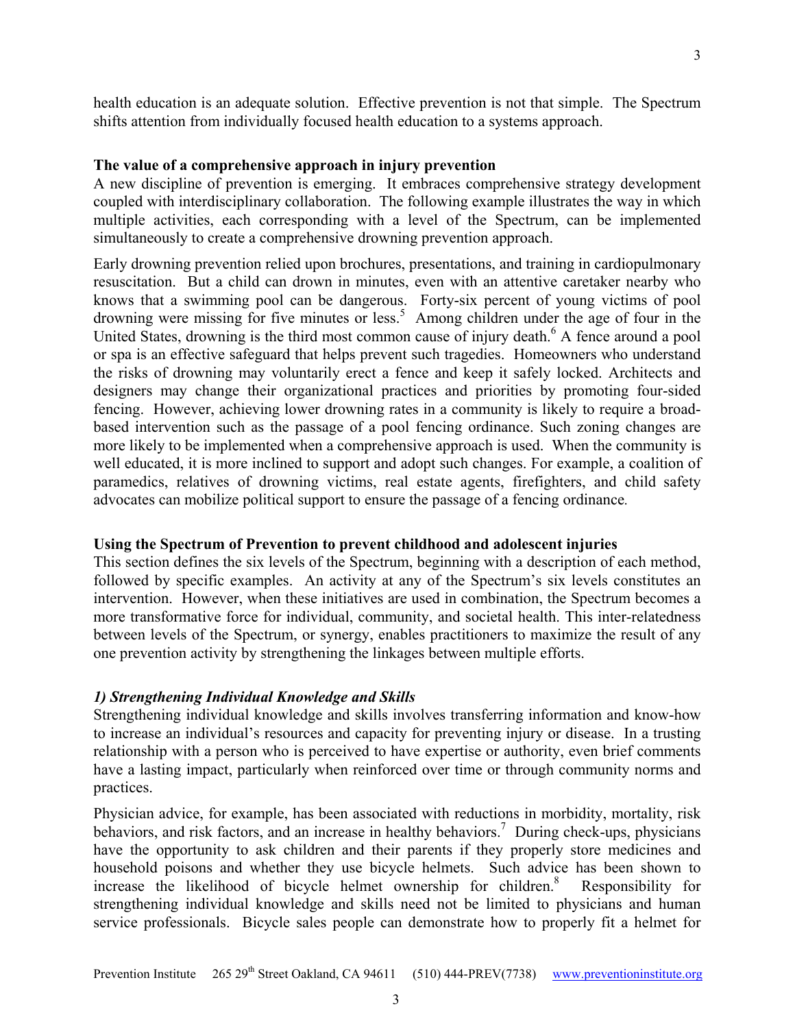health education is an adequate solution. Effective prevention is not that simple. The Spectrum shifts attention from individually focused health education to a systems approach.

**The value of a comprehensive approach in injury prevention**

A new discipline of prevention is emerging. It embraces comprehensive strategy development coupled with interdisciplinary collaboration. The following example illustrates the way in which multiple activities, each corresponding with a level of the Spectrum, can be implemented simultaneously to create a comprehensive drowning prevention approach.

Early drowning prevention relied upon brochures, presentations, and training in cardiopulmonary resuscitation. But a child can drown in minutes, even with an attentive caretaker nearby who knows that a swimming pool can be dangerous. Forty-six percent of young victims of pool drowning were missing for five minutes or less.[5] Among children under the age of four in the United States, drowning is the third most common cause of injury death.[6] A fence around a pool or spa is an effective safeguard that helps prevent such tragedies. Homeowners who understand the risks of drowning may voluntarily erect a fence and keep it safely locked. Architects and designers may change their organizational practices and priorities by promoting four-sided fencing. However, achieving lower drowning rates in a community is likely to require a broad-based intervention such as the passage of a pool fencing ordinance. Such zoning changes are more likely to be implemented when a comprehensive approach is used. When the community is well educated, it is more inclined to support and adopt such changes. For example, a coalition of paramedics, relatives of drowning victims, real estate agents, firefighters, and child safety advocates can mobilize political support to ensure the passage of a fencing ordinance.

**Using the Spectrum of Prevention to prevent childhood and adolescent injuries**

This section defines the six levels of the Spectrum, beginning with a description of each method, followed by specific examples. An activity at any of the Spectrum's six levels constitutes an intervention. However, when these initiatives are used in combination, the Spectrum becomes a more transformative force for individual, community, and societal health. This inter-relatedness between levels of the Spectrum, or synergy, enables practitioners to maximize the result of any one prevention activity by strengthening the linkages between multiple efforts.

***1) Strengthening Individual Knowledge and Skills***

Strengthening individual knowledge and skills involves transferring information and know-how to increase an individual's resources and capacity for preventing injury or disease. In a trusting relationship with a person who is perceived to have expertise or authority, even brief comments have a lasting impact, particularly when reinforced over time or through community norms and practices.

Physician advice, for example, has been associated with reductions in morbidity, mortality, risk behaviors, and risk factors, and an increase in healthy behaviors.[7] During check-ups, physicians have the opportunity to ask children and their parents if they properly store medicines and household poisons and whether they use bicycle helmets. Such advice has been shown to increase the likelihood of bicycle helmet ownership for children.[8] Responsibility for strengthening individual knowledge and skills need not be limited to physicians and human service professionals. Bicycle sales people can demonstrate how to properly fit a helmet for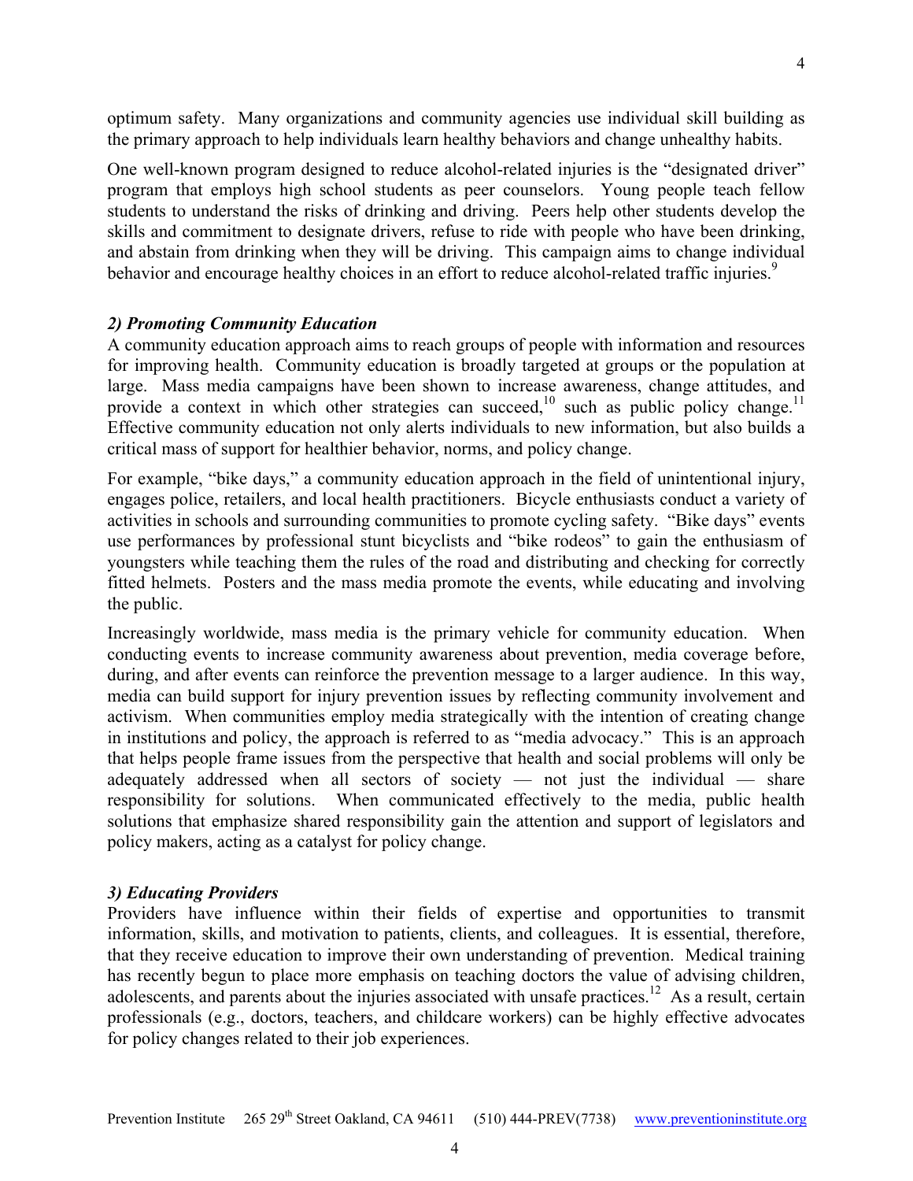optimum safety. Many organizations and community agencies use individual skill building as the primary approach to help individuals learn healthy behaviors and change unhealthy habits.

One well-known program designed to reduce alcohol-related injuries is the "designated driver" program that employs high school students as peer counselors. Young people teach fellow students to understand the risks of drinking and driving. Peers help other students develop the skills and commitment to designate drivers, refuse to ride with people who have been drinking, and abstain from drinking when they will be driving. This campaign aims to change individual behavior and encourage healthy choices in an effort to reduce alcohol-related traffic injuries.[9]

### *2) Promoting Community Education*

A community education approach aims to reach groups of people with information and resources for improving health. Community education is broadly targeted at groups or the population at large. Mass media campaigns have been shown to increase awareness, change attitudes, and provide a context in which other strategies can succeed,[10] such as public policy change.[11] Effective community education not only alerts individuals to new information, but also builds a critical mass of support for healthier behavior, norms, and policy change.

For example, "bike days," a community education approach in the field of unintentional injury, engages police, retailers, and local health practitioners. Bicycle enthusiasts conduct a variety of activities in schools and surrounding communities to promote cycling safety. "Bike days" events use performances by professional stunt bicyclists and "bike rodeos" to gain the enthusiasm of youngsters while teaching them the rules of the road and distributing and checking for correctly fitted helmets. Posters and the mass media promote the events, while educating and involving the public.

Increasingly worldwide, mass media is the primary vehicle for community education. When conducting events to increase community awareness about prevention, media coverage before, during, and after events can reinforce the prevention message to a larger audience. In this way, media can build support for injury prevention issues by reflecting community involvement and activism. When communities employ media strategically with the intention of creating change in institutions and policy, the approach is referred to as "media advocacy." This is an approach that helps people frame issues from the perspective that health and social problems will only be adequately addressed when all sectors of society — not just the individual — share responsibility for solutions. When communicated effectively to the media, public health solutions that emphasize shared responsibility gain the attention and support of legislators and policy makers, acting as a catalyst for policy change.

### *3) Educating Providers*

Providers have influence within their fields of expertise and opportunities to transmit information, skills, and motivation to patients, clients, and colleagues. It is essential, therefore, that they receive education to improve their own understanding of prevention. Medical training has recently begun to place more emphasis on teaching doctors the value of advising children, adolescents, and parents about the injuries associated with unsafe practices.[12] As a result, certain professionals (e.g., doctors, teachers, and childcare workers) can be highly effective advocates for policy changes related to their job experiences.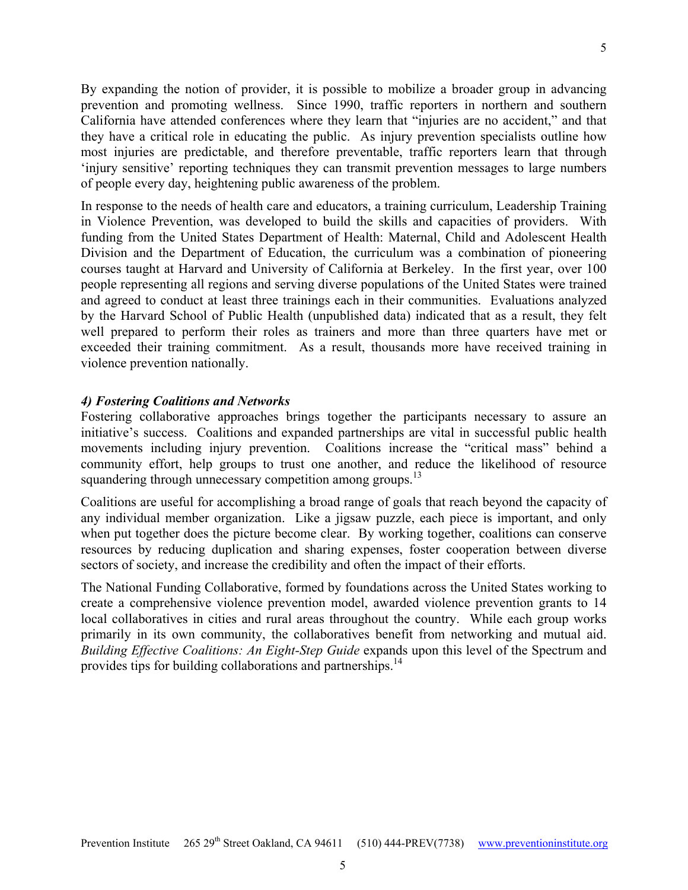By expanding the notion of provider, it is possible to mobilize a broader group in advancing prevention and promoting wellness. Since 1990, traffic reporters in northern and southern California have attended conferences where they learn that "injuries are no accident," and that they have a critical role in educating the public. As injury prevention specialists outline how most injuries are predictable, and therefore preventable, traffic reporters learn that through 'injury sensitive' reporting techniques they can transmit prevention messages to large numbers of people every day, heightening public awareness of the problem.

In response to the needs of health care and educators, a training curriculum, Leadership Training in Violence Prevention, was developed to build the skills and capacities of providers. With funding from the United States Department of Health: Maternal, Child and Adolescent Health Division and the Department of Education, the curriculum was a combination of pioneering courses taught at Harvard and University of California at Berkeley. In the first year, over 100 people representing all regions and serving diverse populations of the United States were trained and agreed to conduct at least three trainings each in their communities. Evaluations analyzed by the Harvard School of Public Health (unpublished data) indicated that as a result, they felt well prepared to perform their roles as trainers and more than three quarters have met or exceeded their training commitment. As a result, thousands more have received training in violence prevention nationally.

### *4) Fostering Coalitions and Networks*

Fostering collaborative approaches brings together the participants necessary to assure an initiative's success. Coalitions and expanded partnerships are vital in successful public health movements including injury prevention. Coalitions increase the "critical mass" behind a community effort, help groups to trust one another, and reduce the likelihood of resource squandering through unnecessary competition among groups.[13]

Coalitions are useful for accomplishing a broad range of goals that reach beyond the capacity of any individual member organization. Like a jigsaw puzzle, each piece is important, and only when put together does the picture become clear. By working together, coalitions can conserve resources by reducing duplication and sharing expenses, foster cooperation between diverse sectors of society, and increase the credibility and often the impact of their efforts.

The National Funding Collaborative, formed by foundations across the United States working to create a comprehensive violence prevention model, awarded violence prevention grants to 14 local collaboratives in cities and rural areas throughout the country. While each group works primarily in its own community, the collaboratives benefit from networking and mutual aid. *Building Effective Coalitions: An Eight-Step Guide* expands upon this level of the Spectrum and provides tips for building collaborations and partnerships.[14]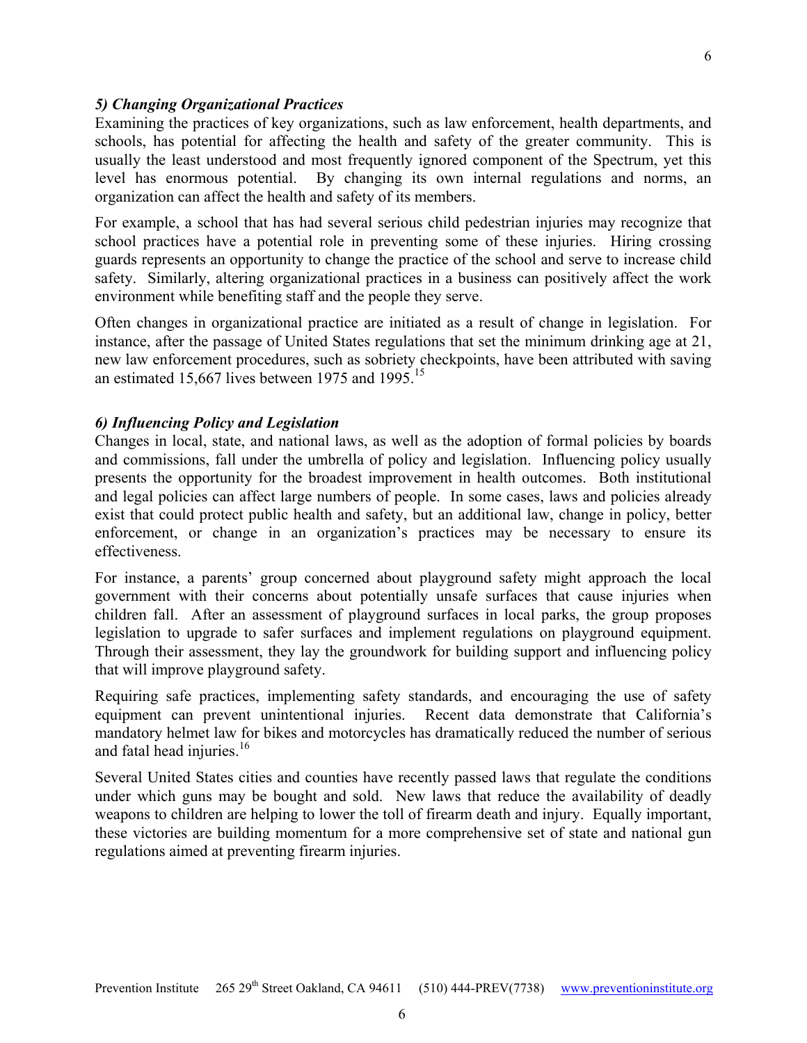### *5) Changing Organizational Practices*

Examining the practices of key organizations, such as law enforcement, health departments, and schools, has potential for affecting the health and safety of the greater community. This is usually the least understood and most frequently ignored component of the Spectrum, yet this level has enormous potential. By changing its own internal regulations and norms, an organization can affect the health and safety of its members.

For example, a school that has had several serious child pedestrian injuries may recognize that school practices have a potential role in preventing some of these injuries. Hiring crossing guards represents an opportunity to change the practice of the school and serve to increase child safety. Similarly, altering organizational practices in a business can positively affect the work environment while benefiting staff and the people they serve.

Often changes in organizational practice are initiated as a result of change in legislation. For instance, after the passage of United States regulations that set the minimum drinking age at 21, new law enforcement procedures, such as sobriety checkpoints, have been attributed with saving an estimated 15,667 lives between 1975 and 1995.[15]

### *6) Influencing Policy and Legislation*

Changes in local, state, and national laws, as well as the adoption of formal policies by boards and commissions, fall under the umbrella of policy and legislation. Influencing policy usually presents the opportunity for the broadest improvement in health outcomes. Both institutional and legal policies can affect large numbers of people. In some cases, laws and policies already exist that could protect public health and safety, but an additional law, change in policy, better enforcement, or change in an organization's practices may be necessary to ensure its effectiveness.

For instance, a parents' group concerned about playground safety might approach the local government with their concerns about potentially unsafe surfaces that cause injuries when children fall. After an assessment of playground surfaces in local parks, the group proposes legislation to upgrade to safer surfaces and implement regulations on playground equipment. Through their assessment, they lay the groundwork for building support and influencing policy that will improve playground safety.

Requiring safe practices, implementing safety standards, and encouraging the use of safety equipment can prevent unintentional injuries. Recent data demonstrate that California's mandatory helmet law for bikes and motorcycles has dramatically reduced the number of serious and fatal head injuries.[16]

Several United States cities and counties have recently passed laws that regulate the conditions under which guns may be bought and sold. New laws that reduce the availability of deadly weapons to children are helping to lower the toll of firearm death and injury. Equally important, these victories are building momentum for a more comprehensive set of state and national gun regulations aimed at preventing firearm injuries.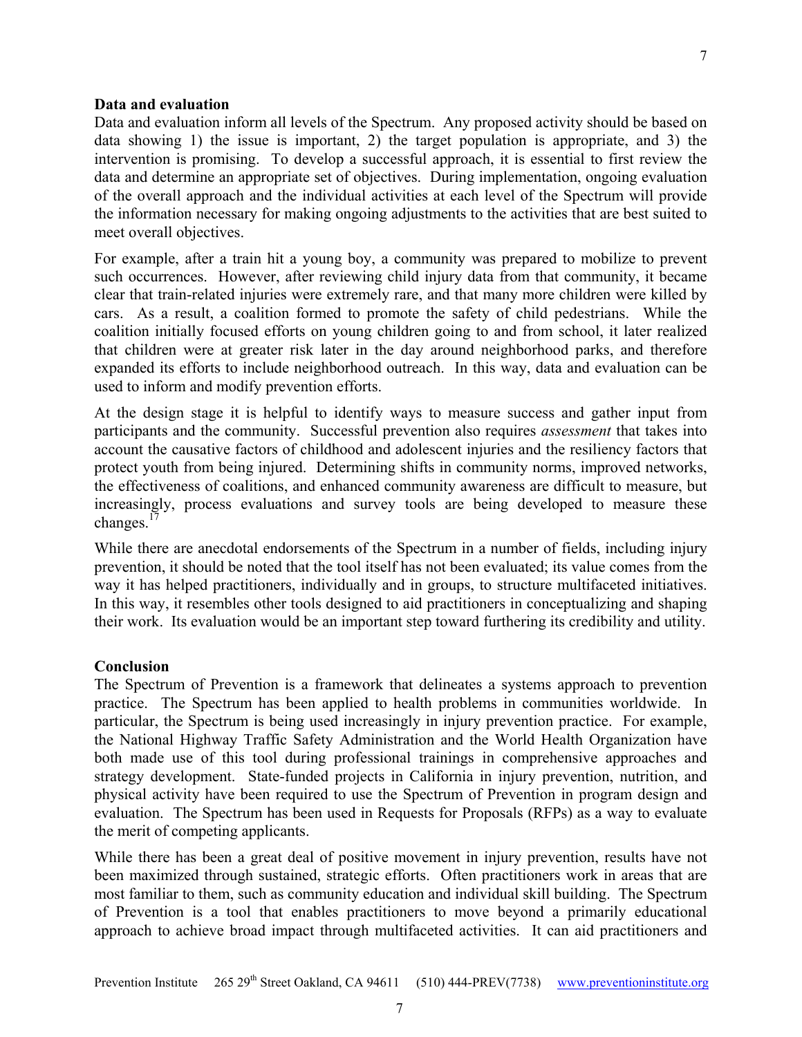**Data and evaluation**

Data and evaluation inform all levels of the Spectrum. Any proposed activity should be based on data showing 1) the issue is important, 2) the target population is appropriate, and 3) the intervention is promising. To develop a successful approach, it is essential to first review the data and determine an appropriate set of objectives. During implementation, ongoing evaluation of the overall approach and the individual activities at each level of the Spectrum will provide the information necessary for making ongoing adjustments to the activities that are best suited to meet overall objectives.

For example, after a train hit a young boy, a community was prepared to mobilize to prevent such occurrences. However, after reviewing child injury data from that community, it became clear that train-related injuries were extremely rare, and that many more children were killed by cars. As a result, a coalition formed to promote the safety of child pedestrians. While the coalition initially focused efforts on young children going to and from school, it later realized that children were at greater risk later in the day around neighborhood parks, and therefore expanded its efforts to include neighborhood outreach. In this way, data and evaluation can be used to inform and modify prevention efforts.

At the design stage it is helpful to identify ways to measure success and gather input from participants and the community. Successful prevention also requires *assessment* that takes into account the causative factors of childhood and adolescent injuries and the resiliency factors that protect youth from being injured. Determining shifts in community norms, improved networks, the effectiveness of coalitions, and enhanced community awareness are difficult to measure, but increasingly, process evaluations and survey tools are being developed to measure these changes.[17]

While there are anecdotal endorsements of the Spectrum in a number of fields, including injury prevention, it should be noted that the tool itself has not been evaluated; its value comes from the way it has helped practitioners, individually and in groups, to structure multifaceted initiatives. In this way, it resembles other tools designed to aid practitioners in conceptualizing and shaping their work. Its evaluation would be an important step toward furthering its credibility and utility.

**Conclusion**

The Spectrum of Prevention is a framework that delineates a systems approach to prevention practice. The Spectrum has been applied to health problems in communities worldwide. In particular, the Spectrum is being used increasingly in injury prevention practice. For example, the National Highway Traffic Safety Administration and the World Health Organization have both made use of this tool during professional trainings in comprehensive approaches and strategy development. State-funded projects in California in injury prevention, nutrition, and physical activity have been required to use the Spectrum of Prevention in program design and evaluation. The Spectrum has been used in Requests for Proposals (RFPs) as a way to evaluate the merit of competing applicants.

While there has been a great deal of positive movement in injury prevention, results have not been maximized through sustained, strategic efforts. Often practitioners work in areas that are most familiar to them, such as community education and individual skill building. The Spectrum of Prevention is a tool that enables practitioners to move beyond a primarily educational approach to achieve broad impact through multifaceted activities. It can aid practitioners and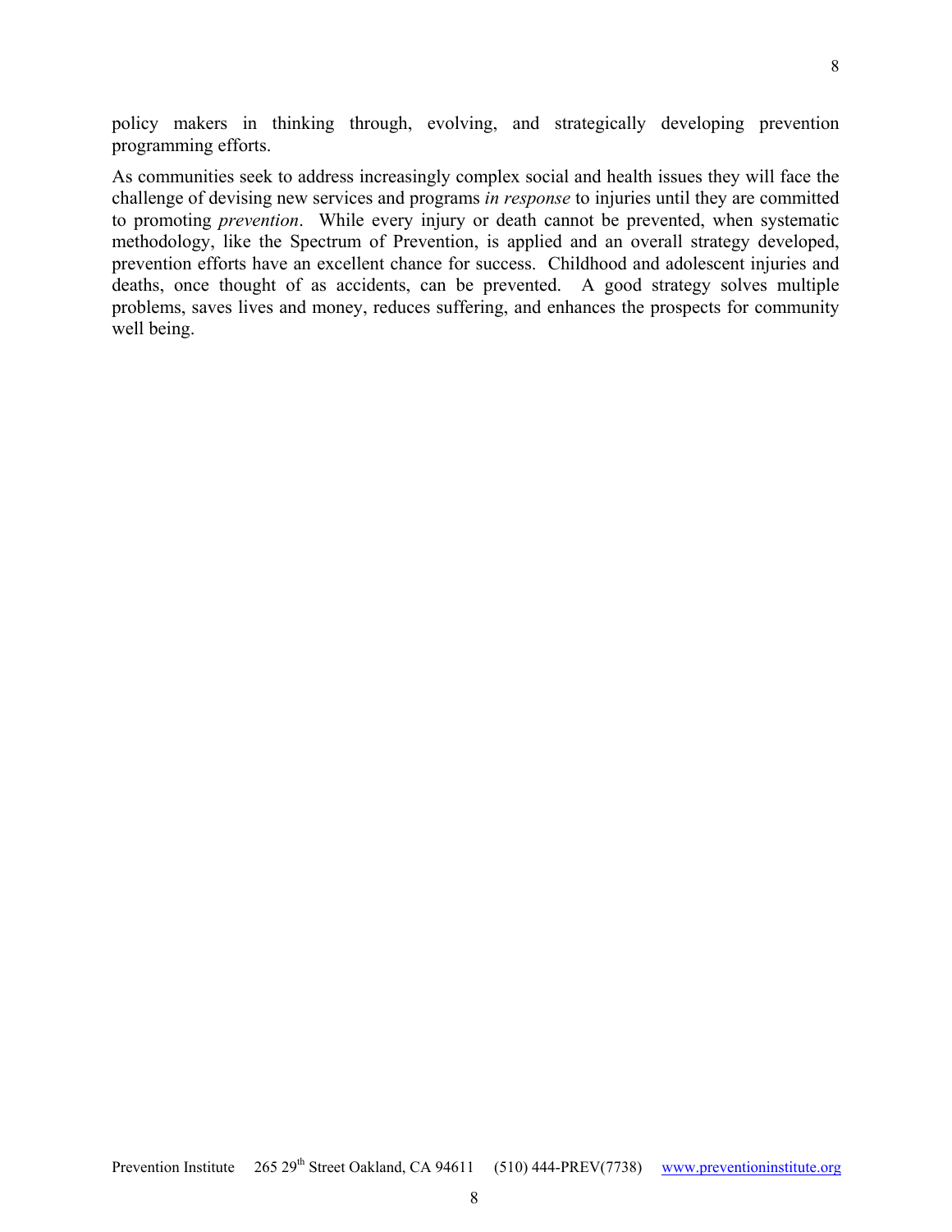policy makers in thinking through, evolving, and strategically developing prevention programming efforts.

As communities seek to address increasingly complex social and health issues they will face the challenge of devising new services and programs *in response* to injuries until they are committed to promoting *prevention*. While every injury or death cannot be prevented, when systematic methodology, like the Spectrum of Prevention, is applied and an overall strategy developed, prevention efforts have an excellent chance for success. Childhood and adolescent injuries and deaths, once thought of as accidents, can be prevented. A good strategy solves multiple problems, saves lives and money, reduces suffering, and enhances the prospects for community well being.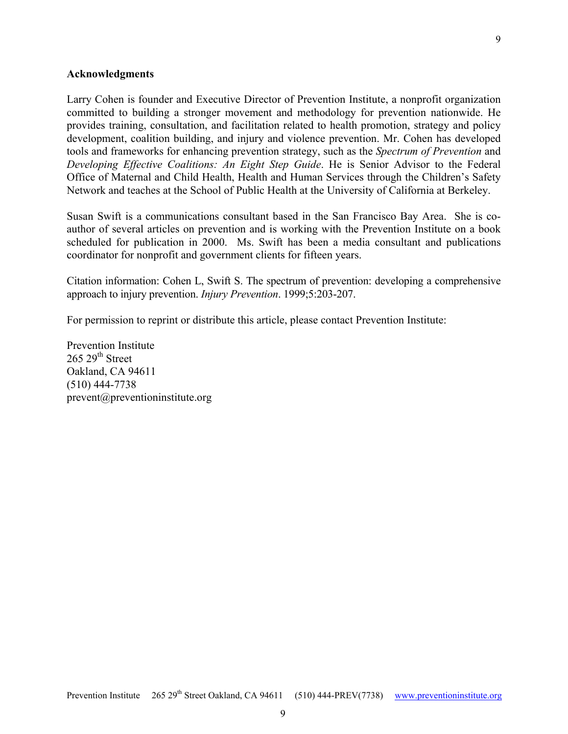**Acknowledgments**

Larry Cohen is founder and Executive Director of Prevention Institute, a nonprofit organization committed to building a stronger movement and methodology for prevention nationwide. He provides training, consultation, and facilitation related to health promotion, strategy and policy development, coalition building, and injury and violence prevention. Mr. Cohen has developed tools and frameworks for enhancing prevention strategy, such as the *Spectrum of Prevention* and *Developing Effective Coalitions: An Eight Step Guide*. He is Senior Advisor to the Federal Office of Maternal and Child Health, Health and Human Services through the Children's Safety Network and teaches at the School of Public Health at the University of California at Berkeley.

Susan Swift is a communications consultant based in the San Francisco Bay Area. She is co-author of several articles on prevention and is working with the Prevention Institute on a book scheduled for publication in 2000. Ms. Swift has been a media consultant and publications coordinator for nonprofit and government clients for fifteen years.

Citation information: Cohen L, Swift S. The spectrum of prevention: developing a comprehensive approach to injury prevention. *Injury Prevention*. 1999;5:203-207.

For permission to reprint or distribute this article, please contact Prevention Institute:

Prevention Institute
265 29th Street
Oakland, CA 94611
(510) 444-7738
prevent@preventioninstitute.org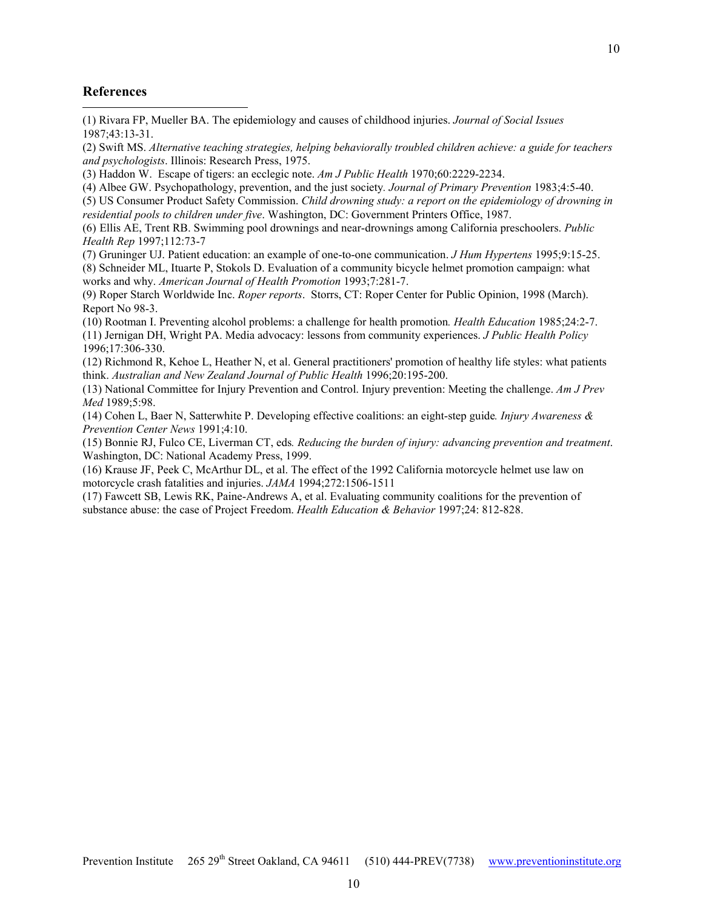## References

(1) Rivara FP, Mueller BA. The epidemiology and causes of childhood injuries. *Journal of Social Issues* 1987;43:13-31.

(2) Swift MS. *Alternative teaching strategies, helping behaviorally troubled children achieve: a guide for teachers and psychologists*. Illinois: Research Press, 1975.

(3) Haddon W. Escape of tigers: an ecclegic note. *Am J Public Health* 1970;60:2229-2234.

(4) Albee GW. Psychopathology, prevention, and the just society. *Journal of Primary Prevention* 1983;4:5-40.

(5) US Consumer Product Safety Commission. *Child drowning study: a report on the epidemiology of drowning in residential pools to children under five*. Washington, DC: Government Printers Office, 1987.

(6) Ellis AE, Trent RB. Swimming pool drownings and near-drownings among California preschoolers. *Public Health Rep* 1997;112:73-7

(7) Gruninger UJ. Patient education: an example of one-to-one communication. *J Hum Hypertens* 1995;9:15-25.

(8) Schneider ML, Ituarte P, Stokols D. Evaluation of a community bicycle helmet promotion campaign: what works and why. *American Journal of Health Promotion* 1993;7:281-7.

(9) Roper Starch Worldwide Inc. *Roper reports*. Storrs, CT: Roper Center for Public Opinion, 1998 (March). Report No 98-3.

(10) Rootman I. Preventing alcohol problems: a challenge for health promotion. *Health Education* 1985;24:2-7.

(11) Jernigan DH, Wright PA. Media advocacy: lessons from community experiences. *J Public Health Policy* 1996;17:306-330.

(12) Richmond R, Kehoe L, Heather N, et al. General practitioners' promotion of healthy life styles: what patients think. *Australian and New Zealand Journal of Public Health* 1996;20:195-200.

(13) National Committee for Injury Prevention and Control. Injury prevention: Meeting the challenge. *Am J Prev Med* 1989;5:98.

(14) Cohen L, Baer N, Satterwhite P. Developing effective coalitions: an eight-step guide. *Injury Awareness & Prevention Center News* 1991;4:10.

(15) Bonnie RJ, Fulco CE, Liverman CT, eds. *Reducing the burden of injury: advancing prevention and treatment*. Washington, DC: National Academy Press, 1999.

(16) Krause JF, Peek C, McArthur DL, et al. The effect of the 1992 California motorcycle helmet use law on motorcycle crash fatalities and injuries. *JAMA* 1994;272:1506-1511

(17) Fawcett SB, Lewis RK, Paine-Andrews A, et al. Evaluating community coalitions for the prevention of substance abuse: the case of Project Freedom. *Health Education & Behavior* 1997;24: 812-828.